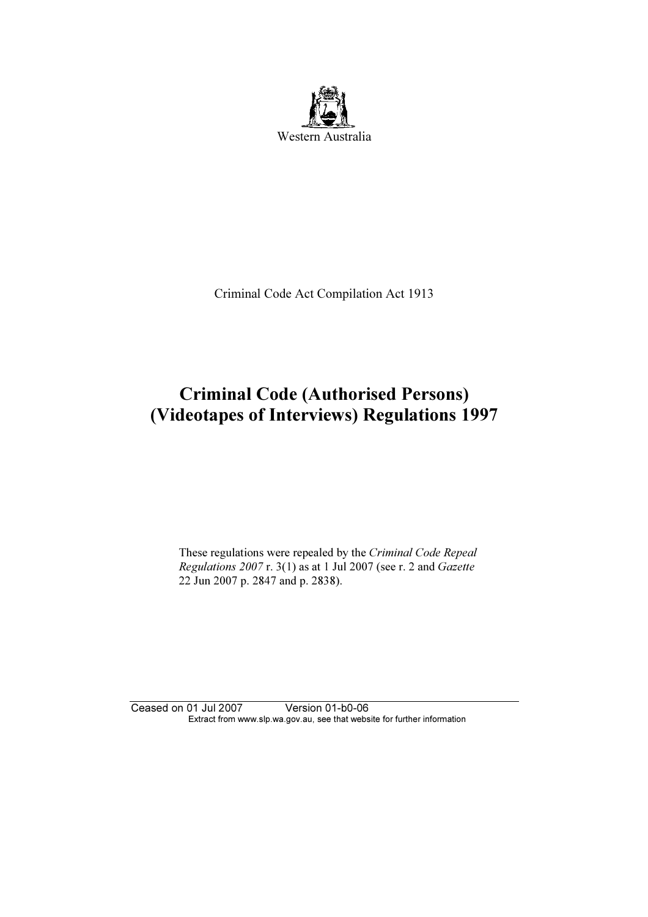Western Australia

Criminal Code Act Compilation Act 1913

# Criminal Code (Authorised Persons) (Videotapes of Interviews) Regulations 1997

These regulations were repealed by the *Criminal Code Repeal Regulations 2007* r. 3(1) as at 1 Jul 2007 (see r. 2 and *Gazette* 22 Jun 2007 p. 2847 and p. 2838).

Ceased on 01 Jul 2007 Version 01-b0-06

Extract from www.slp.wa.gov.au, see that website for further information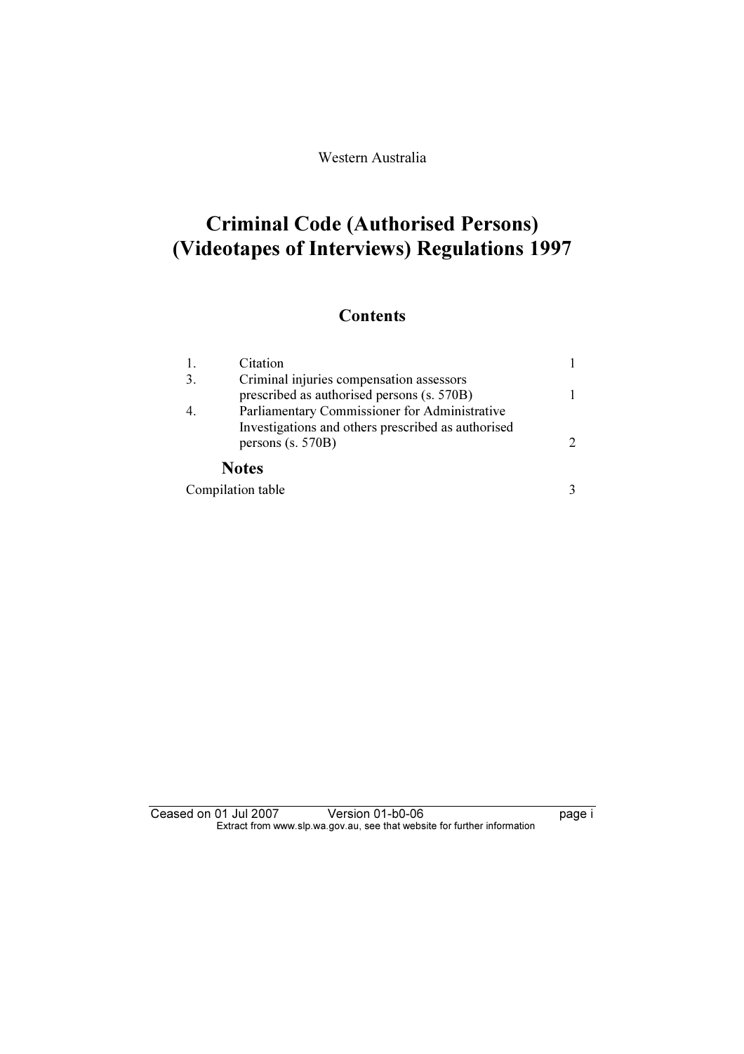Western Australia

# Criminal Code (Authorised Persons) (Videotapes of Interviews) Regulations 1997

## Contents

| | | |
|---|---|---|
| 1. | Citation | 1 |
| 3. | Criminal injuries compensation assessors prescribed as authorised persons (s. 570B) | 1 |
| 4. | Parliamentary Commissioner for Administrative Investigations and others prescribed as authorised persons (s. 570B) | 2 |

### Notes

| | |
|---|---|
| Compilation table | 3 |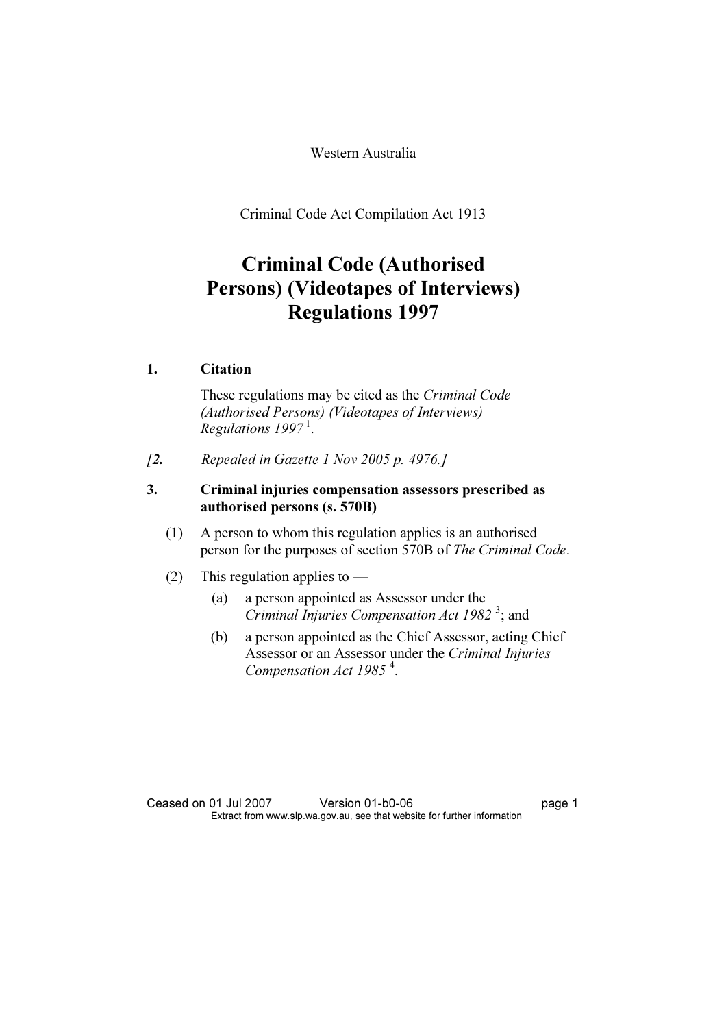Western Australia

Criminal Code Act Compilation Act 1913

# Criminal Code (Authorised Persons) (Videotapes of Interviews) Regulations 1997

## 1. Citation

These regulations may be cited as the *Criminal Code (Authorised Persons) (Videotapes of Interviews) Regulations 1997* [1].

*[2. Repealed in Gazette 1 Nov 2005 p. 4976.]*

## 3. Criminal injuries compensation assessors prescribed as authorised persons (s. 570B)

(1) A person to whom this regulation applies is an authorised person for the purposes of section 570B of *The Criminal Code*.

(2) This regulation applies to —

- (a) a person appointed as Assessor under the *Criminal Injuries Compensation Act 1982* [3]; and
- (b) a person appointed as the Chief Assessor, acting Chief Assessor or an Assessor under the *Criminal Injuries Compensation Act 1985* [4].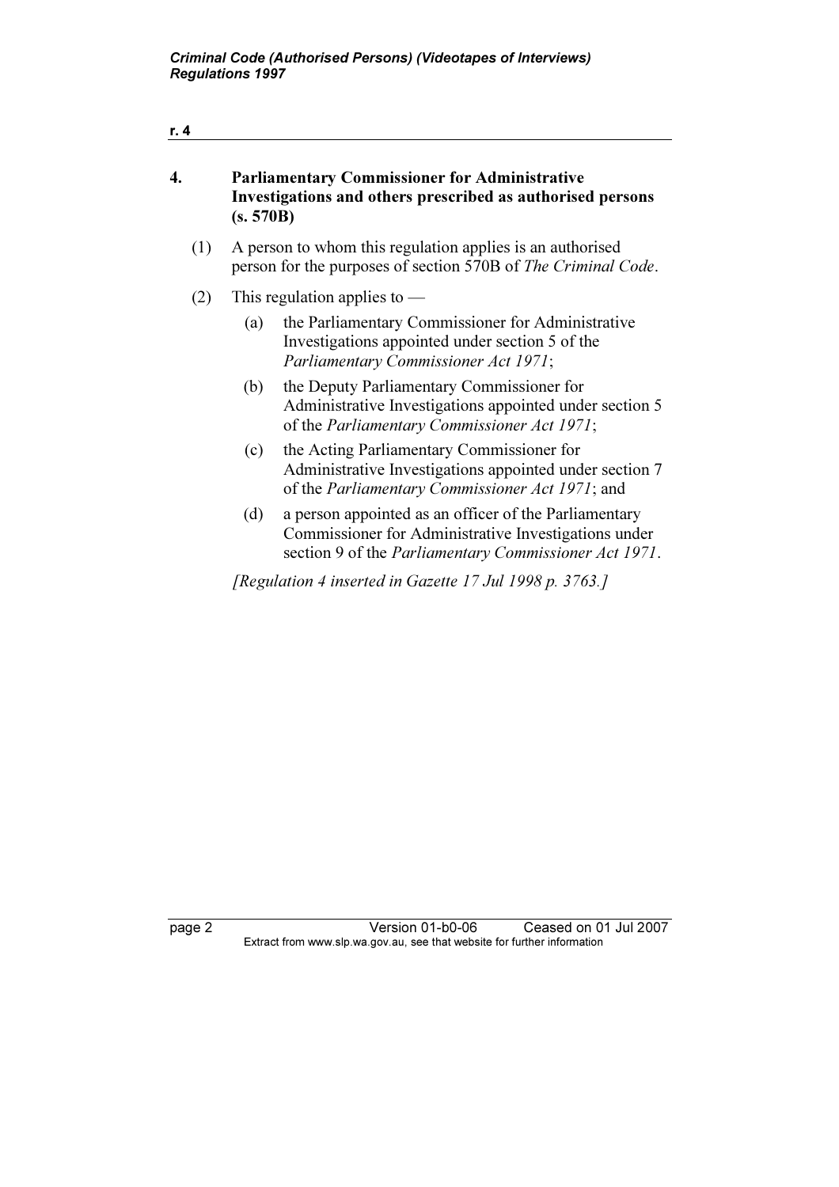## 4. Parliamentary Commissioner for Administrative Investigations and others prescribed as authorised persons (s. 570B)

(1) A person to whom this regulation applies is an authorised person for the purposes of section 570B of *The Criminal Code*.

(2) This regulation applies to —

(a) the Parliamentary Commissioner for Administrative Investigations appointed under section 5 of the *Parliamentary Commissioner Act 1971*;

(b) the Deputy Parliamentary Commissioner for Administrative Investigations appointed under section 5 of the *Parliamentary Commissioner Act 1971*;

(c) the Acting Parliamentary Commissioner for Administrative Investigations appointed under section 7 of the *Parliamentary Commissioner Act 1971*; and

(d) a person appointed as an officer of the Parliamentary Commissioner for Administrative Investigations under section 9 of the *Parliamentary Commissioner Act 1971*.

*[Regulation 4 inserted in Gazette 17 Jul 1998 p. 3763.]*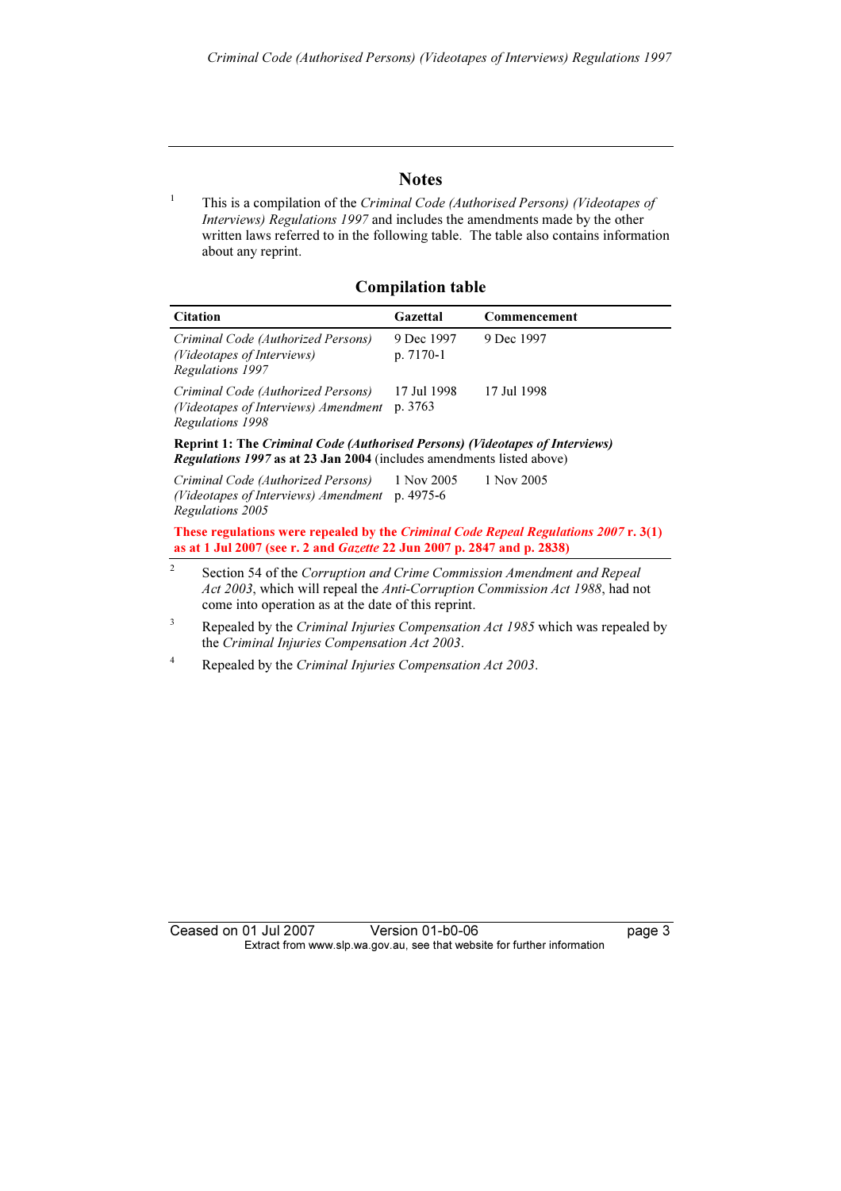## Notes

[1] This is a compilation of the *Criminal Code (Authorised Persons) (Videotapes of Interviews) Regulations 1997* and includes the amendments made by the other written laws referred to in the following table. The table also contains information about any reprint.

### Compilation table

| Citation | Gazettal | Commencement |
|---|---|---|
| *Criminal Code (Authorized Persons) (Videotapes of Interviews) Regulations 1997* | 9 Dec 1997 p. 7170-1 | 9 Dec 1997 |
| *Criminal Code (Authorized Persons) (Videotapes of Interviews) Amendment Regulations 1998* | 17 Jul 1998 p. 3763 | 17 Jul 1998 |
| **Reprint 1: The *Criminal Code (Authorised Persons) (Videotapes of Interviews) Regulations 1997* as at 23 Jan 2004** (includes amendments listed above) | | |
| *Criminal Code (Authorized Persons) (Videotapes of Interviews) Amendment Regulations 2005* | 1 Nov 2005 p. 4975-6 | 1 Nov 2005 |
| **These regulations were repealed by the *Criminal Code Repeal Regulations 2007* r. 3(1) as at 1 Jul 2007 (see r. 2 and *Gazette* 22 Jun 2007 p. 2847 and p. 2838)** | | |

[2] Section 54 of the *Corruption and Crime Commission Amendment and Repeal Act 2003*, which will repeal the *Anti-Corruption Commission Act 1988*, had not come into operation as at the date of this reprint.

[3] Repealed by the *Criminal Injuries Compensation Act 1985* which was repealed by the *Criminal Injuries Compensation Act 2003*.

[4] Repealed by the *Criminal Injuries Compensation Act 2003*.